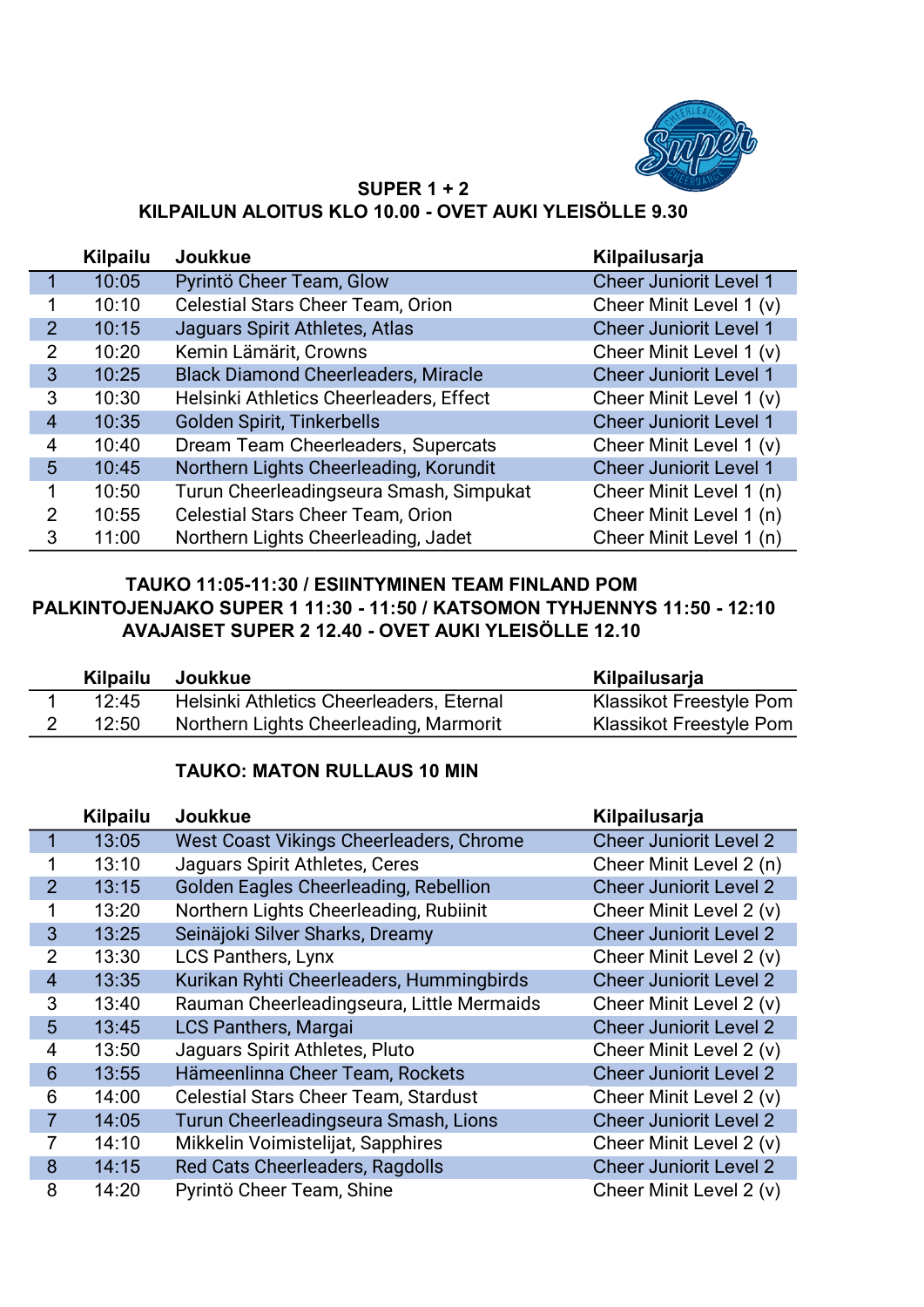**SUPER 1 + 2**

**KILPAILUN ALOITUS KLO 10.00 - OVET AUKI YLEISÖLLE 9.30**

| | Kilpailu | Joukkue | Kilpailusarja |
|---|---|---|---|
| 1 | 10:05 | Pyrintö Cheer Team, Glow | Cheer Juniorit Level 1 |
| 1 | 10:10 | Celestial Stars Cheer Team, Orion | Cheer Minit Level 1 (v) |
| 2 | 10:15 | Jaguars Spirit Athletes, Atlas | Cheer Juniorit Level 1 |
| 2 | 10:20 | Kemin Lämärit, Crowns | Cheer Minit Level 1 (v) |
| 3 | 10:25 | Black Diamond Cheerleaders, Miracle | Cheer Juniorit Level 1 |
| 3 | 10:30 | Helsinki Athletics Cheerleaders, Effect | Cheer Minit Level 1 (v) |
| 4 | 10:35 | Golden Spirit, Tinkerbells | Cheer Juniorit Level 1 |
| 4 | 10:40 | Dream Team Cheerleaders, Supercats | Cheer Minit Level 1 (v) |
| 5 | 10:45 | Northern Lights Cheerleading, Korundit | Cheer Juniorit Level 1 |
| 1 | 10:50 | Turun Cheerleadingseura Smash, Simpukat | Cheer Minit Level 1 (n) |
| 2 | 10:55 | Celestial Stars Cheer Team, Orion | Cheer Minit Level 1 (n) |
| 3 | 11:00 | Northern Lights Cheerleading, Jadet | Cheer Minit Level 1 (n) |

**TAUKO 11:05-11:30 / ESIINTYMINEN TEAM FINLAND POM**

**PALKINTOJENJAKO SUPER 1 11:30 - 11:50 / KATSOMON TYHJENNYS 11:50 - 12:10**

**AVAJAISET SUPER 2 12.40 - OVET AUKI YLEISÖLLE 12.10**

| | Kilpailu | Joukkue | Kilpailusarja |
|---|---|---|---|
| 1 | 12:45 | Helsinki Athletics Cheerleaders, Eternal | Klassikot Freestyle Pom |
| 2 | 12:50 | Northern Lights Cheerleading, Marmorit | Klassikot Freestyle Pom |

**TAUKO: MATON RULLAUS 10 MIN**

| | Kilpailu | Joukkue | Kilpailusarja |
|---|---|---|---|
| 1 | 13:05 | West Coast Vikings Cheerleaders, Chrome | Cheer Juniorit Level 2 |
| 1 | 13:10 | Jaguars Spirit Athletes, Ceres | Cheer Minit Level 2 (n) |
| 2 | 13:15 | Golden Eagles Cheerleading, Rebellion | Cheer Juniorit Level 2 |
| 1 | 13:20 | Northern Lights Cheerleading, Rubiinit | Cheer Minit Level 2 (v) |
| 3 | 13:25 | Seinäjoki Silver Sharks, Dreamy | Cheer Juniorit Level 2 |
| 2 | 13:30 | LCS Panthers, Lynx | Cheer Minit Level 2 (v) |
| 4 | 13:35 | Kurikan Ryhti Cheerleaders, Hummingbirds | Cheer Juniorit Level 2 |
| 3 | 13:40 | Rauman Cheerleadingseura, Little Mermaids | Cheer Minit Level 2 (v) |
| 5 | 13:45 | LCS Panthers, Margai | Cheer Juniorit Level 2 |
| 4 | 13:50 | Jaguars Spirit Athletes, Pluto | Cheer Minit Level 2 (v) |
| 6 | 13:55 | Hämeenlinna Cheer Team, Rockets | Cheer Juniorit Level 2 |
| 6 | 14:00 | Celestial Stars Cheer Team, Stardust | Cheer Minit Level 2 (v) |
| 7 | 14:05 | Turun Cheerleadingseura Smash, Lions | Cheer Juniorit Level 2 |
| 7 | 14:10 | Mikkelin Voimistelijat, Sapphires | Cheer Minit Level 2 (v) |
| 8 | 14:15 | Red Cats Cheerleaders, Ragdolls | Cheer Juniorit Level 2 |
| 8 | 14:20 | Pyrintö Cheer Team, Shine | Cheer Minit Level 2 (v) |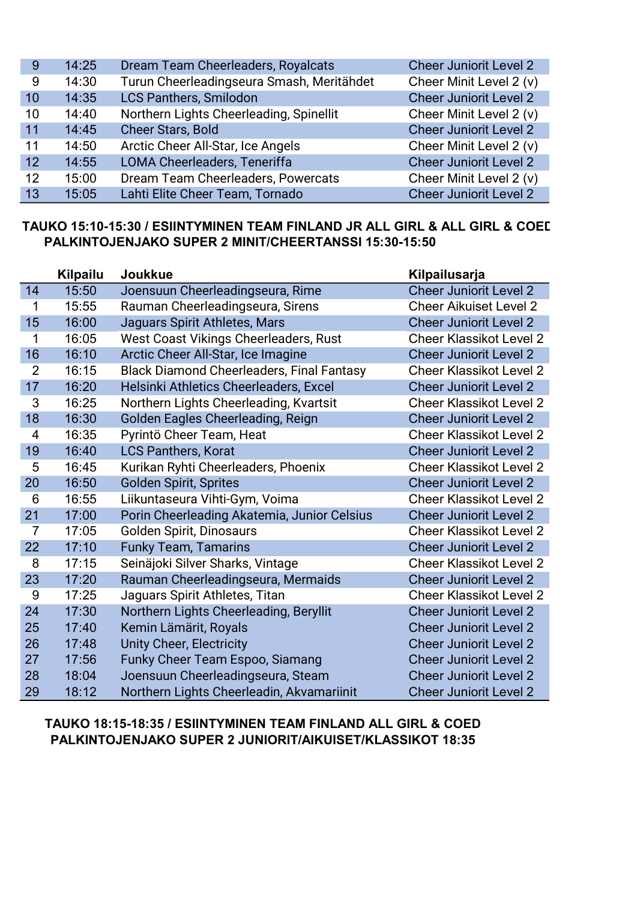| | | | |
|---|---|---|---|
| 9 | 14:25 | Dream Team Cheerleaders, Royalcats | Cheer Juniorit Level 2 |
| 9 | 14:30 | Turun Cheerleadingseura Smash, Meritähdet | Cheer Minit Level 2 (v) |
| 10 | 14:35 | LCS Panthers, Smilodon | Cheer Juniorit Level 2 |
| 10 | 14:40 | Northern Lights Cheerleading, Spinellit | Cheer Minit Level 2 (v) |
| 11 | 14:45 | Cheer Stars, Bold | Cheer Juniorit Level 2 |
| 11 | 14:50 | Arctic Cheer All-Star, Ice Angels | Cheer Minit Level 2 (v) |
| 12 | 14:55 | LOMA Cheerleaders, Teneriffa | Cheer Juniorit Level 2 |
| 12 | 15:00 | Dream Team Cheerleaders, Powercats | Cheer Minit Level 2 (v) |
| 13 | 15:05 | Lahti Elite Cheer Team, Tornado | Cheer Juniorit Level 2 |

**TAUKO 15:10-15:30 / ESIINTYMINEN TEAM FINLAND JR ALL GIRL & ALL GIRL & COED**
**PALKINTOJENJAKO SUPER 2 MINIT/CHEERTANSSI 15:30-15:50**

| | Kilpailu | Joukkue | Kilpailusarja |
|---|---|---|---|
| 14 | 15:50 | Joensuun Cheerleadingseura, Rime | Cheer Juniorit Level 2 |
| 1 | 15:55 | Rauman Cheerleadingseura, Sirens | Cheer Aikuiset Level 2 |
| 15 | 16:00 | Jaguars Spirit Athletes, Mars | Cheer Juniorit Level 2 |
| 1 | 16:05 | West Coast Vikings Cheerleaders, Rust | Cheer Klassikot Level 2 |
| 16 | 16:10 | Arctic Cheer All-Star, Ice Imagine | Cheer Juniorit Level 2 |
| 2 | 16:15 | Black Diamond Cheerleaders, Final Fantasy | Cheer Klassikot Level 2 |
| 17 | 16:20 | Helsinki Athletics Cheerleaders, Excel | Cheer Juniorit Level 2 |
| 3 | 16:25 | Northern Lights Cheerleading, Kvartsit | Cheer Klassikot Level 2 |
| 18 | 16:30 | Golden Eagles Cheerleading, Reign | Cheer Juniorit Level 2 |
| 4 | 16:35 | Pyrintö Cheer Team, Heat | Cheer Klassikot Level 2 |
| 19 | 16:40 | LCS Panthers, Korat | Cheer Juniorit Level 2 |
| 5 | 16:45 | Kurikan Ryhti Cheerleaders, Phoenix | Cheer Klassikot Level 2 |
| 20 | 16:50 | Golden Spirit, Sprites | Cheer Juniorit Level 2 |
| 6 | 16:55 | Liikuntaseura Vihti-Gym, Voima | Cheer Klassikot Level 2 |
| 21 | 17:00 | Porin Cheerleading Akatemia, Junior Celsius | Cheer Juniorit Level 2 |
| 7 | 17:05 | Golden Spirit, Dinosaurs | Cheer Klassikot Level 2 |
| 22 | 17:10 | Funky Team, Tamarins | Cheer Juniorit Level 2 |
| 8 | 17:15 | Seinäjoki Silver Sharks, Vintage | Cheer Klassikot Level 2 |
| 23 | 17:20 | Rauman Cheerleadingseura, Mermaids | Cheer Juniorit Level 2 |
| 9 | 17:25 | Jaguars Spirit Athletes, Titan | Cheer Klassikot Level 2 |
| 24 | 17:30 | Northern Lights Cheerleading, Beryllit | Cheer Juniorit Level 2 |
| 25 | 17:40 | Kemin Lämärit, Royals | Cheer Juniorit Level 2 |
| 26 | 17:48 | Unity Cheer, Electricity | Cheer Juniorit Level 2 |
| 27 | 17:56 | Funky Cheer Team Espoo, Siamang | Cheer Juniorit Level 2 |
| 28 | 18:04 | Joensuun Cheerleadingseura, Steam | Cheer Juniorit Level 2 |
| 29 | 18:12 | Northern Lights Cheerleadin, Akvamariinit | Cheer Juniorit Level 2 |

**TAUKO 18:15-18:35 / ESIINTYMINEN TEAM FINLAND ALL GIRL & COED**
**PALKINTOJENJAKO SUPER 2 JUNIORIT/AIKUISET/KLASSIKOT 18:35**